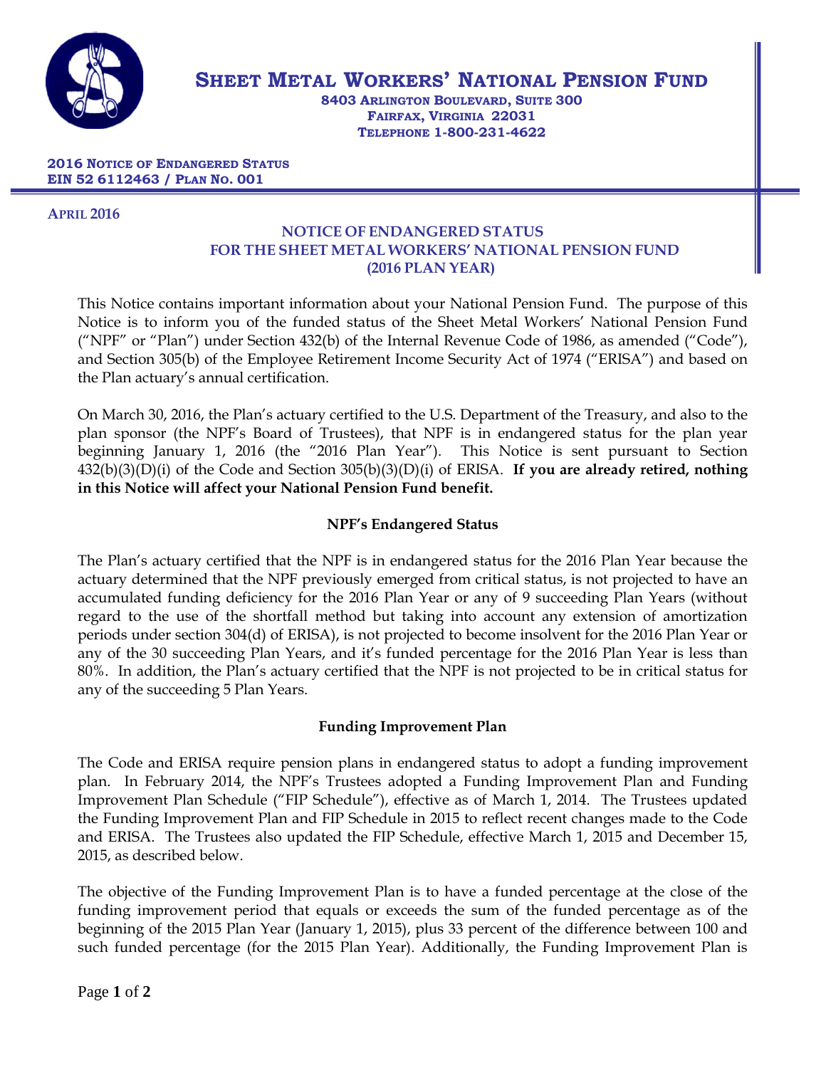# SHEET METAL WORKERS' NATIONAL PENSION FUND

**8403 ARLINGTON BOULEVARD, SUITE 300**
**FAIRFAX, VIRGINIA 22031**
**TELEPHONE 1-800-231-4622**

**2016 NOTICE OF ENDANGERED STATUS**
**EIN 52 6112463 / PLAN NO. 001**

**APRIL 2016**

## NOTICE OF ENDANGERED STATUS FOR THE SHEET METAL WORKERS' NATIONAL PENSION FUND (2016 PLAN YEAR)

This Notice contains important information about your National Pension Fund. The purpose of this Notice is to inform you of the funded status of the Sheet Metal Workers' National Pension Fund ("NPF" or "Plan") under Section 432(b) of the Internal Revenue Code of 1986, as amended ("Code"), and Section 305(b) of the Employee Retirement Income Security Act of 1974 ("ERISA") and based on the Plan actuary's annual certification.

On March 30, 2016, the Plan's actuary certified to the U.S. Department of the Treasury, and also to the plan sponsor (the NPF's Board of Trustees), that NPF is in endangered status for the plan year beginning January 1, 2016 (the "2016 Plan Year"). This Notice is sent pursuant to Section 432(b)(3)(D)(i) of the Code and Section 305(b)(3)(D)(i) of ERISA. **If you are already retired, nothing in this Notice will affect your National Pension Fund benefit.**

### NPF's Endangered Status

The Plan's actuary certified that the NPF is in endangered status for the 2016 Plan Year because the actuary determined that the NPF previously emerged from critical status, is not projected to have an accumulated funding deficiency for the 2016 Plan Year or any of 9 succeeding Plan Years (without regard to the use of the shortfall method but taking into account any extension of amortization periods under section 304(d) of ERISA), is not projected to become insolvent for the 2016 Plan Year or any of the 30 succeeding Plan Years, and it's funded percentage for the 2016 Plan Year is less than 80%. In addition, the Plan's actuary certified that the NPF is not projected to be in critical status for any of the succeeding 5 Plan Years.

### Funding Improvement Plan

The Code and ERISA require pension plans in endangered status to adopt a funding improvement plan. In February 2014, the NPF's Trustees adopted a Funding Improvement Plan and Funding Improvement Plan Schedule ("FIP Schedule"), effective as of March 1, 2014. The Trustees updated the Funding Improvement Plan and FIP Schedule in 2015 to reflect recent changes made to the Code and ERISA. The Trustees also updated the FIP Schedule, effective March 1, 2015 and December 15, 2015, as described below.

The objective of the Funding Improvement Plan is to have a funded percentage at the close of the funding improvement period that equals or exceeds the sum of the funded percentage as of the beginning of the 2015 Plan Year (January 1, 2015), plus 33 percent of the difference between 100 and such funded percentage (for the 2015 Plan Year). Additionally, the Funding Improvement Plan is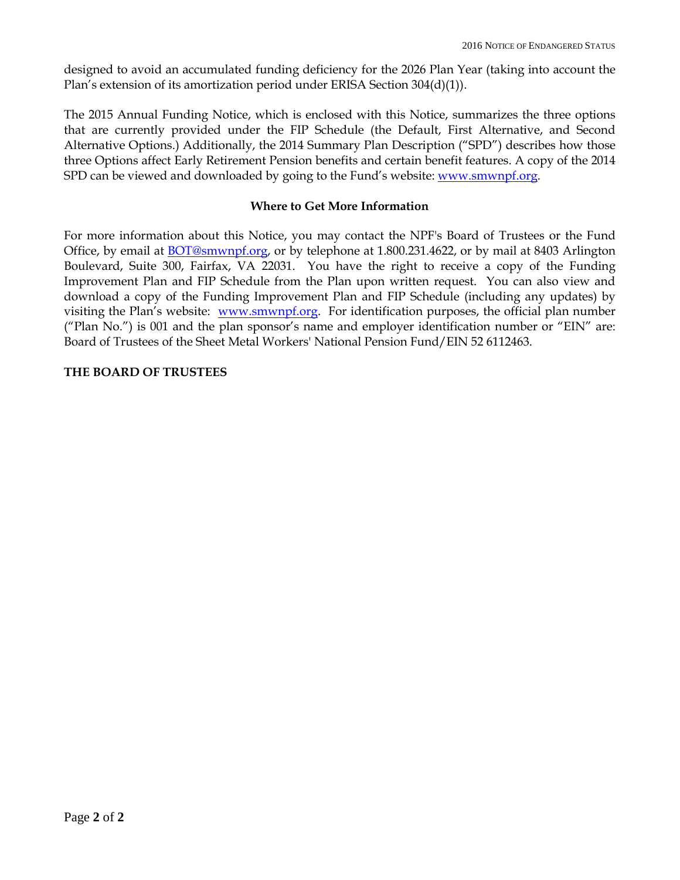designed to avoid an accumulated funding deficiency for the 2026 Plan Year (taking into account the Plan's extension of its amortization period under ERISA Section 304(d)(1)).

The 2015 Annual Funding Notice, which is enclosed with this Notice, summarizes the three options that are currently provided under the FIP Schedule (the Default, First Alternative, and Second Alternative Options.) Additionally, the 2014 Summary Plan Description ("SPD") describes how those three Options affect Early Retirement Pension benefits and certain benefit features. A copy of the 2014 SPD can be viewed and downloaded by going to the Fund's website: www.smwnpf.org.

## Where to Get More Information

For more information about this Notice, you may contact the NPF's Board of Trustees or the Fund Office, by email at BOT@smwnpf.org, or by telephone at 1.800.231.4622, or by mail at 8403 Arlington Boulevard, Suite 300, Fairfax, VA 22031. You have the right to receive a copy of the Funding Improvement Plan and FIP Schedule from the Plan upon written request. You can also view and download a copy of the Funding Improvement Plan and FIP Schedule (including any updates) by visiting the Plan's website: www.smwnpf.org. For identification purposes, the official plan number ("Plan No.") is 001 and the plan sponsor's name and employer identification number or "EIN" are: Board of Trustees of the Sheet Metal Workers' National Pension Fund/EIN 52 6112463.

**THE BOARD OF TRUSTEES**